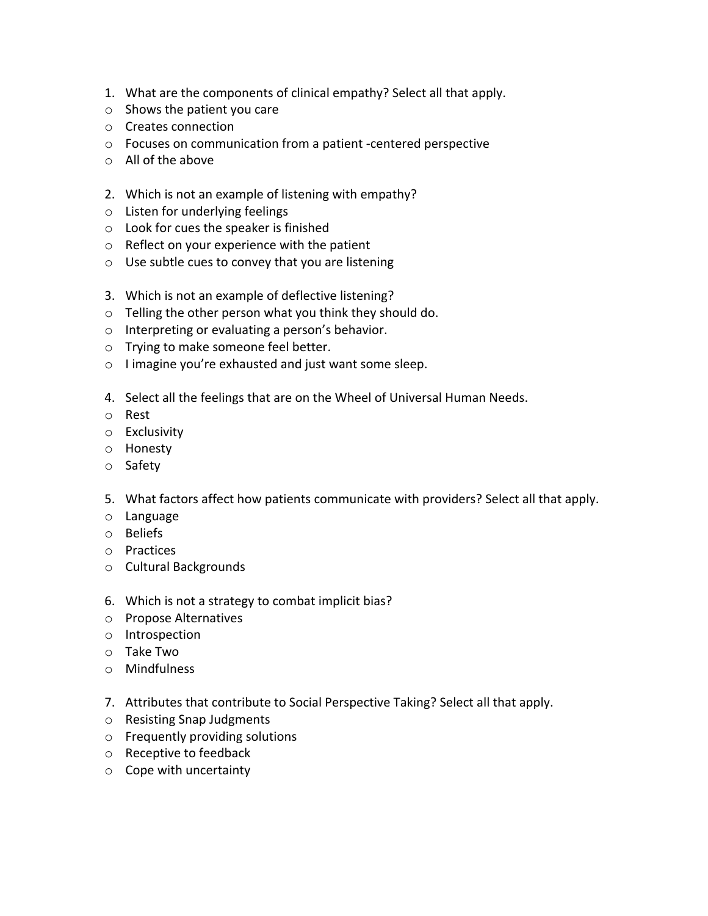1. What are the components of clinical empathy? Select all that apply.
   - Shows the patient you care
   - Creates connection
   - Focuses on communication from a patient -centered perspective
   - All of the above

2. Which is not an example of listening with empathy?
   - Listen for underlying feelings
   - Look for cues the speaker is finished
   - Reflect on your experience with the patient
   - Use subtle cues to convey that you are listening

3. Which is not an example of deflective listening?
   - Telling the other person what you think they should do.
   - Interpreting or evaluating a person's behavior.
   - Trying to make someone feel better.
   - I imagine you're exhausted and just want some sleep.

4. Select all the feelings that are on the Wheel of Universal Human Needs.
   - Rest
   - Exclusivity
   - Honesty
   - Safety

5. What factors affect how patients communicate with providers? Select all that apply.
   - Language
   - Beliefs
   - Practices
   - Cultural Backgrounds

6. Which is not a strategy to combat implicit bias?
   - Propose Alternatives
   - Introspection
   - Take Two
   - Mindfulness

7. Attributes that contribute to Social Perspective Taking? Select all that apply.
   - Resisting Snap Judgments
   - Frequently providing solutions
   - Receptive to feedback
   - Cope with uncertainty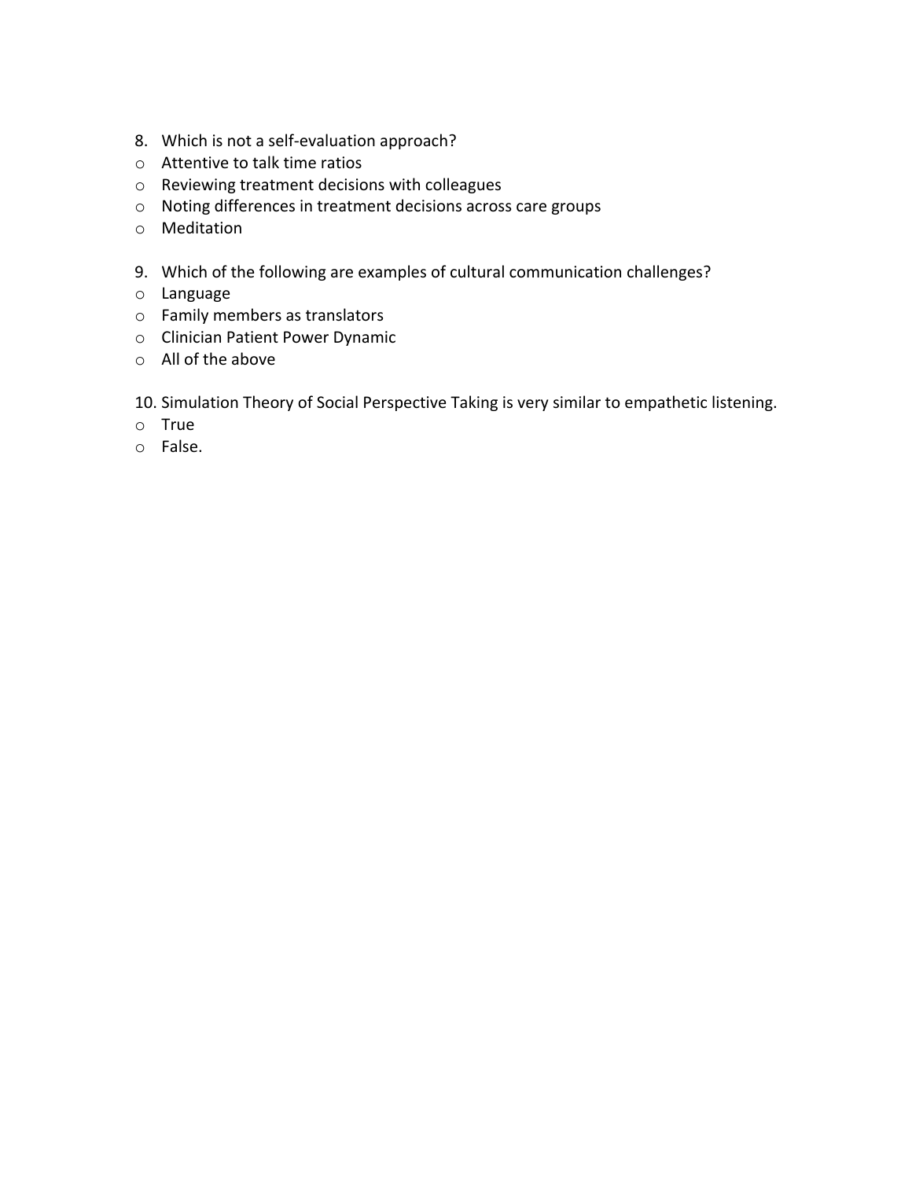8. Which is not a self-evaluation approach?
   - Attentive to talk time ratios
   - Reviewing treatment decisions with colleagues
   - Noting differences in treatment decisions across care groups
   - Meditation

9. Which of the following are examples of cultural communication challenges?
   - Language
   - Family members as translators
   - Clinician Patient Power Dynamic
   - All of the above

10. Simulation Theory of Social Perspective Taking is very similar to empathetic listening.
    - True
    - False.